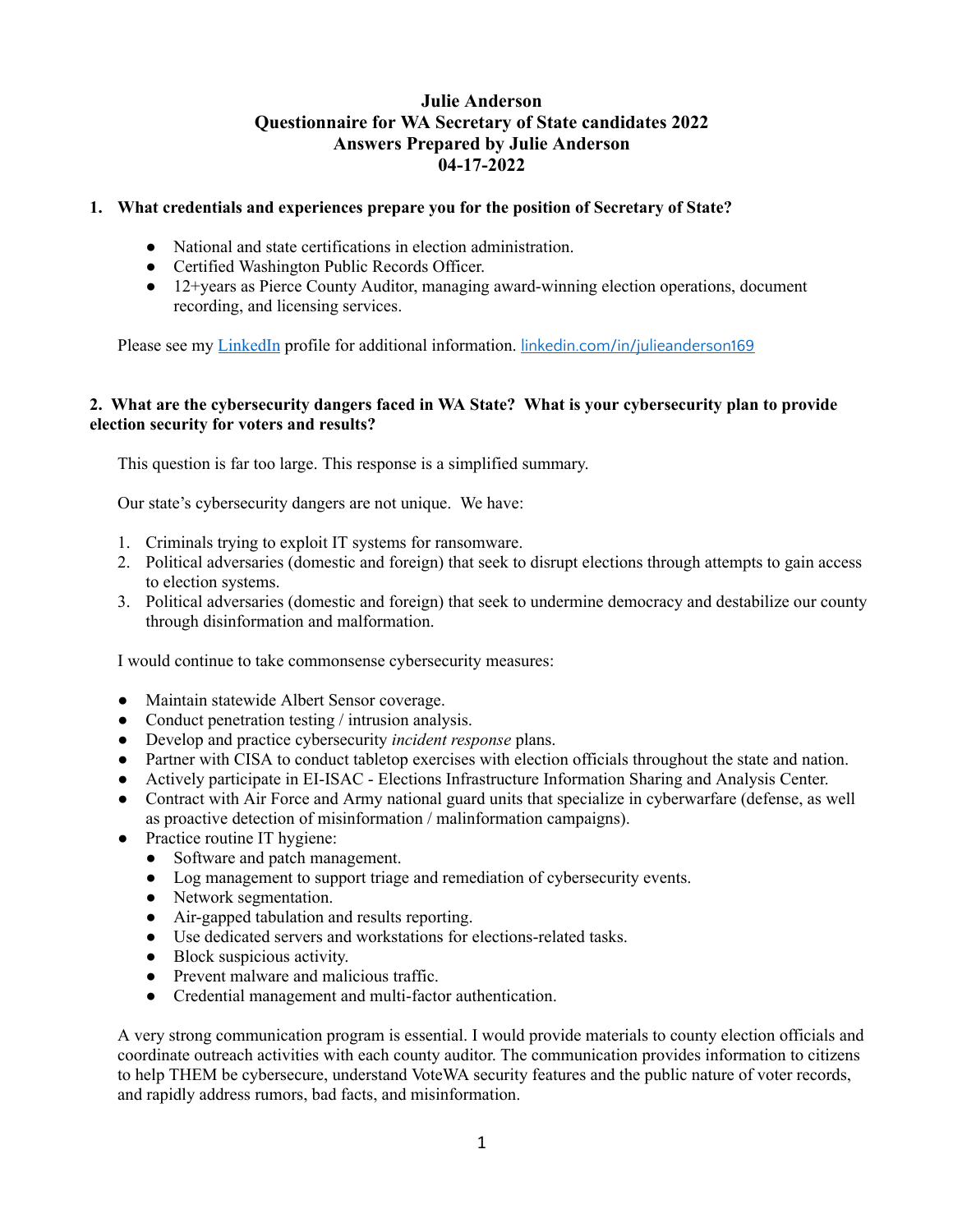# Julie Anderson
# Questionnaire for WA Secretary of State candidates 2022
# Answers Prepared by Julie Anderson
# 04-17-2022

**1. What credentials and experiences prepare you for the position of Secretary of State?**

- National and state certifications in election administration.
- Certified Washington Public Records Officer.
- 12+years as Pierce County Auditor, managing award-winning election operations, document recording, and licensing services.

Please see my [LinkedIn](https://linkedin.com/in/julieanderson169) profile for additional information. [linkedin.com/in/julieanderson169](https://linkedin.com/in/julieanderson169)

**2. What are the cybersecurity dangers faced in WA State? What is your cybersecurity plan to provide election security for voters and results?**

This question is far too large. This response is a simplified summary.

Our state's cybersecurity dangers are not unique. We have:

1. Criminals trying to exploit IT systems for ransomware.
2. Political adversaries (domestic and foreign) that seek to disrupt elections through attempts to gain access to election systems.
3. Political adversaries (domestic and foreign) that seek to undermine democracy and destabilize our county through disinformation and malformation.

I would continue to take commonsense cybersecurity measures:

- Maintain statewide Albert Sensor coverage.
- Conduct penetration testing / intrusion analysis.
- Develop and practice cybersecurity *incident response* plans.
- Partner with CISA to conduct tabletop exercises with election officials throughout the state and nation.
- Actively participate in EI-ISAC - Elections Infrastructure Information Sharing and Analysis Center.
- Contract with Air Force and Army national guard units that specialize in cyberwarfare (defense, as well as proactive detection of misinformation / malinformation campaigns).
- Practice routine IT hygiene:
  - Software and patch management.
  - Log management to support triage and remediation of cybersecurity events.
  - Network segmentation.
  - Air-gapped tabulation and results reporting.
  - Use dedicated servers and workstations for elections-related tasks.
  - Block suspicious activity.
  - Prevent malware and malicious traffic.
  - Credential management and multi-factor authentication.

A very strong communication program is essential. I would provide materials to county election officials and coordinate outreach activities with each county auditor. The communication provides information to citizens to help THEM be cybersecure, understand VoteWA security features and the public nature of voter records, and rapidly address rumors, bad facts, and misinformation.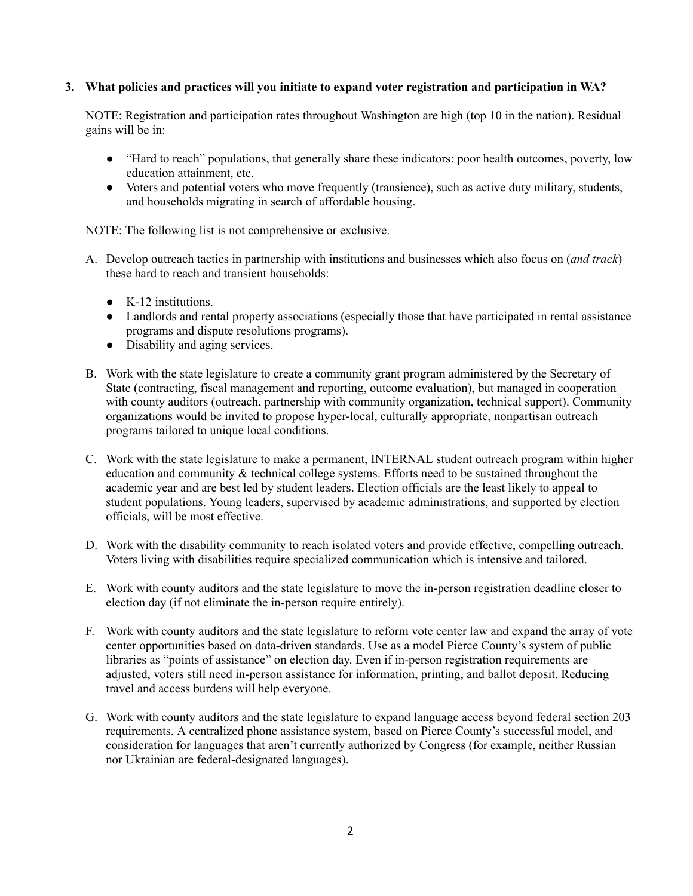**3. What policies and practices will you initiate to expand voter registration and participation in WA?**

NOTE: Registration and participation rates throughout Washington are high (top 10 in the nation). Residual gains will be in:

- "Hard to reach" populations, that generally share these indicators: poor health outcomes, poverty, low education attainment, etc.
- Voters and potential voters who move frequently (transience), such as active duty military, students, and households migrating in search of affordable housing.

NOTE: The following list is not comprehensive or exclusive.

A. Develop outreach tactics in partnership with institutions and businesses which also focus on (*and track*) these hard to reach and transient households:

   - K-12 institutions.
   - Landlords and rental property associations (especially those that have participated in rental assistance programs and dispute resolutions programs).
   - Disability and aging services.

B. Work with the state legislature to create a community grant program administered by the Secretary of State (contracting, fiscal management and reporting, outcome evaluation), but managed in cooperation with county auditors (outreach, partnership with community organization, technical support). Community organizations would be invited to propose hyper-local, culturally appropriate, nonpartisan outreach programs tailored to unique local conditions.

C. Work with the state legislature to make a permanent, INTERNAL student outreach program within higher education and community & technical college systems. Efforts need to be sustained throughout the academic year and are best led by student leaders. Election officials are the least likely to appeal to student populations. Young leaders, supervised by academic administrations, and supported by election officials, will be most effective.

D. Work with the disability community to reach isolated voters and provide effective, compelling outreach. Voters living with disabilities require specialized communication which is intensive and tailored.

E. Work with county auditors and the state legislature to move the in-person registration deadline closer to election day (if not eliminate the in-person require entirely).

F. Work with county auditors and the state legislature to reform vote center law and expand the array of vote center opportunities based on data-driven standards. Use as a model Pierce County's system of public libraries as "points of assistance" on election day. Even if in-person registration requirements are adjusted, voters still need in-person assistance for information, printing, and ballot deposit. Reducing travel and access burdens will help everyone.

G. Work with county auditors and the state legislature to expand language access beyond federal section 203 requirements. A centralized phone assistance system, based on Pierce County's successful model, and consideration for languages that aren't currently authorized by Congress (for example, neither Russian nor Ukrainian are federal-designated languages).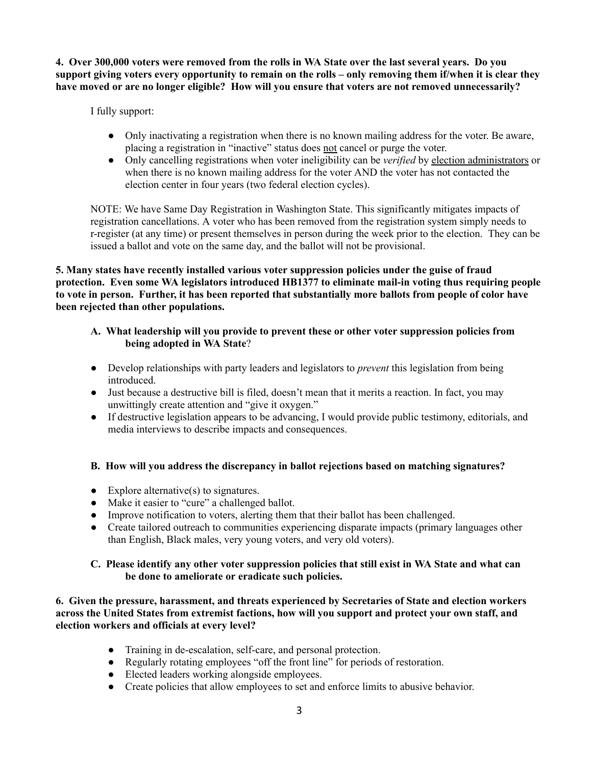**4. Over 300,000 voters were removed from the rolls in WA State over the last several years. Do you support giving voters every opportunity to remain on the rolls – only removing them if/when it is clear they have moved or are no longer eligible? How will you ensure that voters are not removed unnecessarily?**

I fully support:

- Only inactivating a registration when there is no known mailing address for the voter. Be aware, placing a registration in "inactive" status does <u>not</u> cancel or purge the voter.
- Only cancelling registrations when voter ineligibility can be *verified* by <u>election administrators</u> or when there is no known mailing address for the voter AND the voter has not contacted the election center in four years (two federal election cycles).

NOTE: We have Same Day Registration in Washington State. This significantly mitigates impacts of registration cancellations. A voter who has been removed from the registration system simply needs to r-register (at any time) or present themselves in person during the week prior to the election. They can be issued a ballot and vote on the same day, and the ballot will not be provisional.

**5. Many states have recently installed various voter suppression policies under the guise of fraud protection. Even some WA legislators introduced HB1377 to eliminate mail-in voting thus requiring people to vote in person. Further, it has been reported that substantially more ballots from people of color have been rejected than other populations.**

**A. What leadership will you provide to prevent these or other voter suppression policies from being adopted in WA State?**

- Develop relationships with party leaders and legislators to *prevent* this legislation from being introduced.
- Just because a destructive bill is filed, doesn't mean that it merits a reaction. In fact, you may unwittingly create attention and "give it oxygen."
- If destructive legislation appears to be advancing, I would provide public testimony, editorials, and media interviews to describe impacts and consequences.

**B. How will you address the discrepancy in ballot rejections based on matching signatures?**

- Explore alternative(s) to signatures.
- Make it easier to "cure" a challenged ballot.
- Improve notification to voters, alerting them that their ballot has been challenged.
- Create tailored outreach to communities experiencing disparate impacts (primary languages other than English, Black males, very young voters, and very old voters).

**C. Please identify any other voter suppression policies that still exist in WA State and what can be done to ameliorate or eradicate such policies.**

**6. Given the pressure, harassment, and threats experienced by Secretaries of State and election workers across the United States from extremist factions, how will you support and protect your own staff, and election workers and officials at every level?**

- Training in de-escalation, self-care, and personal protection.
- Regularly rotating employees "off the front line" for periods of restoration.
- Elected leaders working alongside employees.
- Create policies that allow employees to set and enforce limits to abusive behavior.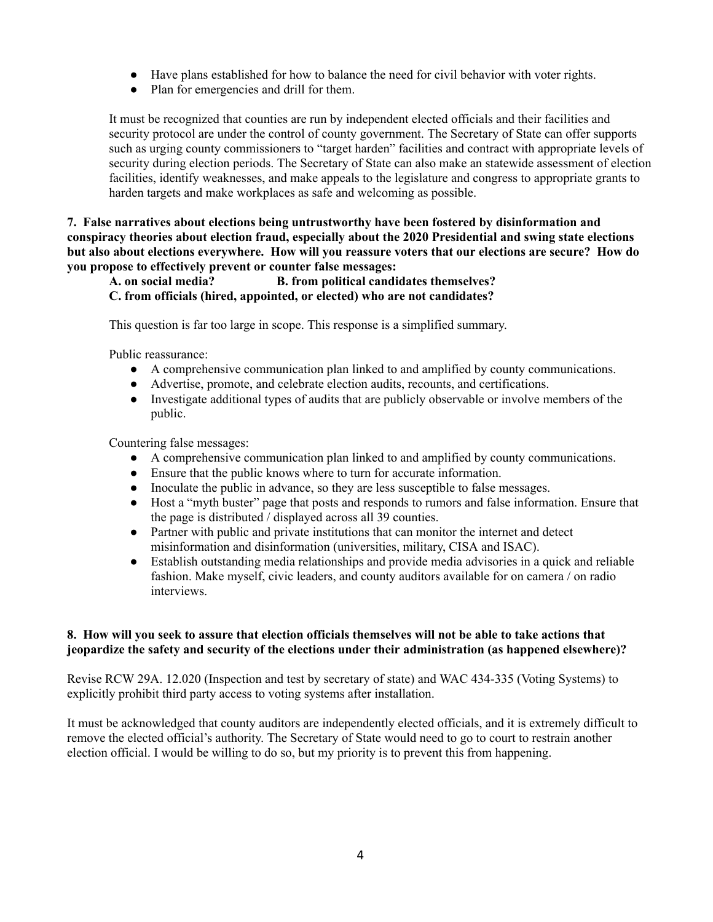- Have plans established for how to balance the need for civil behavior with voter rights.
- Plan for emergencies and drill for them.

It must be recognized that counties are run by independent elected officials and their facilities and security protocol are under the control of county government. The Secretary of State can offer supports such as urging county commissioners to "target harden" facilities and contract with appropriate levels of security during election periods. The Secretary of State can also make an statewide assessment of election facilities, identify weaknesses, and make appeals to the legislature and congress to appropriate grants to harden targets and make workplaces as safe and welcoming as possible.

**7. False narratives about elections being untrustworthy have been fostered by disinformation and conspiracy theories about election fraud, especially about the 2020 Presidential and swing state elections but also about elections everywhere. How will you reassure voters that our elections are secure? How do you propose to effectively prevent or counter false messages:**

**A. on social media? B. from political candidates themselves?**
**C. from officials (hired, appointed, or elected) who are not candidates?**

This question is far too large in scope. This response is a simplified summary.

Public reassurance:

- A comprehensive communication plan linked to and amplified by county communications.
- Advertise, promote, and celebrate election audits, recounts, and certifications.
- Investigate additional types of audits that are publicly observable or involve members of the public.

Countering false messages:

- A comprehensive communication plan linked to and amplified by county communications.
- Ensure that the public knows where to turn for accurate information.
- Inoculate the public in advance, so they are less susceptible to false messages.
- Host a "myth buster" page that posts and responds to rumors and false information. Ensure that the page is distributed / displayed across all 39 counties.
- Partner with public and private institutions that can monitor the internet and detect misinformation and disinformation (universities, military, CISA and ISAC).
- Establish outstanding media relationships and provide media advisories in a quick and reliable fashion. Make myself, civic leaders, and county auditors available for on camera / on radio interviews.

**8. How will you seek to assure that election officials themselves will not be able to take actions that jeopardize the safety and security of the elections under their administration (as happened elsewhere)?**

Revise RCW 29A. 12.020 (Inspection and test by secretary of state) and WAC 434-335 (Voting Systems) to explicitly prohibit third party access to voting systems after installation.

It must be acknowledged that county auditors are independently elected officials, and it is extremely difficult to remove the elected official's authority. The Secretary of State would need to go to court to restrain another election official. I would be willing to do so, but my priority is to prevent this from happening.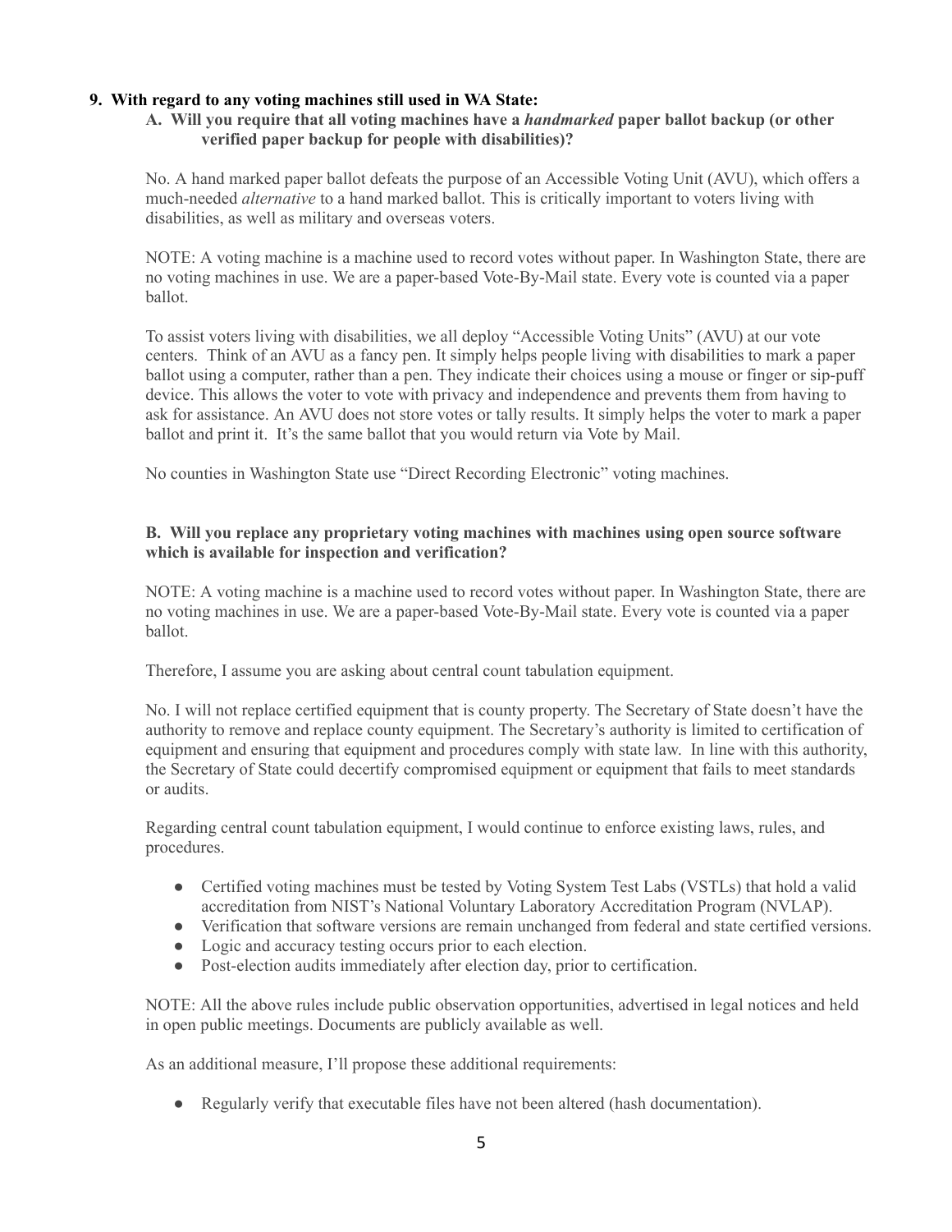**9. With regard to any voting machines still used in WA State:**

**A. Will you require that all voting machines have a *handmarked* paper ballot backup (or other verified paper backup for people with disabilities)?**

No. A hand marked paper ballot defeats the purpose of an Accessible Voting Unit (AVU), which offers a much-needed *alternative* to a hand marked ballot. This is critically important to voters living with disabilities, as well as military and overseas voters.

NOTE: A voting machine is a machine used to record votes without paper. In Washington State, there are no voting machines in use. We are a paper-based Vote-By-Mail state. Every vote is counted via a paper ballot.

To assist voters living with disabilities, we all deploy "Accessible Voting Units" (AVU) at our vote centers. Think of an AVU as a fancy pen. It simply helps people living with disabilities to mark a paper ballot using a computer, rather than a pen. They indicate their choices using a mouse or finger or sip-puff device. This allows the voter to vote with privacy and independence and prevents them from having to ask for assistance. An AVU does not store votes or tally results. It simply helps the voter to mark a paper ballot and print it. It's the same ballot that you would return via Vote by Mail.

No counties in Washington State use "Direct Recording Electronic" voting machines.

**B. Will you replace any proprietary voting machines with machines using open source software which is available for inspection and verification?**

NOTE: A voting machine is a machine used to record votes without paper. In Washington State, there are no voting machines in use. We are a paper-based Vote-By-Mail state. Every vote is counted via a paper ballot.

Therefore, I assume you are asking about central count tabulation equipment.

No. I will not replace certified equipment that is county property. The Secretary of State doesn't have the authority to remove and replace county equipment. The Secretary's authority is limited to certification of equipment and ensuring that equipment and procedures comply with state law. In line with this authority, the Secretary of State could decertify compromised equipment or equipment that fails to meet standards or audits.

Regarding central count tabulation equipment, I would continue to enforce existing laws, rules, and procedures.

- Certified voting machines must be tested by Voting System Test Labs (VSTLs) that hold a valid accreditation from NIST's National Voluntary Laboratory Accreditation Program (NVLAP).
- Verification that software versions are remain unchanged from federal and state certified versions.
- Logic and accuracy testing occurs prior to each election.
- Post-election audits immediately after election day, prior to certification.

NOTE: All the above rules include public observation opportunities, advertised in legal notices and held in open public meetings. Documents are publicly available as well.

As an additional measure, I'll propose these additional requirements:

- Regularly verify that executable files have not been altered (hash documentation).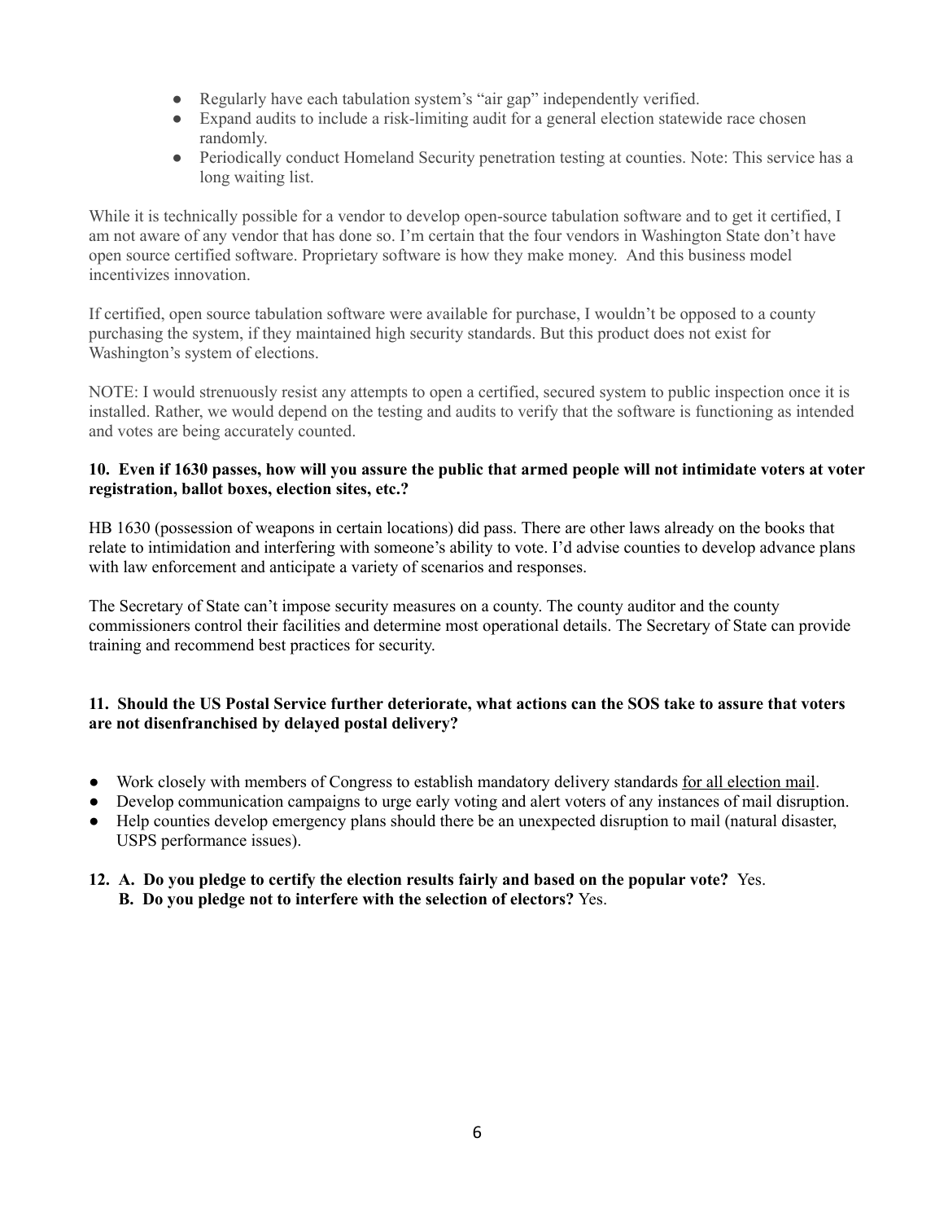- Regularly have each tabulation system's "air gap" independently verified.
- Expand audits to include a risk-limiting audit for a general election statewide race chosen randomly.
- Periodically conduct Homeland Security penetration testing at counties. Note: This service has a long waiting list.

While it is technically possible for a vendor to develop open-source tabulation software and to get it certified, I am not aware of any vendor that has done so. I'm certain that the four vendors in Washington State don't have open source certified software. Proprietary software is how they make money. And this business model incentivizes innovation.

If certified, open source tabulation software were available for purchase, I wouldn't be opposed to a county purchasing the system, if they maintained high security standards. But this product does not exist for Washington's system of elections.

NOTE: I would strenuously resist any attempts to open a certified, secured system to public inspection once it is installed. Rather, we would depend on the testing and audits to verify that the software is functioning as intended and votes are being accurately counted.

**10. Even if 1630 passes, how will you assure the public that armed people will not intimidate voters at voter registration, ballot boxes, election sites, etc.?**

HB 1630 (possession of weapons in certain locations) did pass. There are other laws already on the books that relate to intimidation and interfering with someone's ability to vote. I'd advise counties to develop advance plans with law enforcement and anticipate a variety of scenarios and responses.

The Secretary of State can't impose security measures on a county. The county auditor and the county commissioners control their facilities and determine most operational details. The Secretary of State can provide training and recommend best practices for security.

**11. Should the US Postal Service further deteriorate, what actions can the SOS take to assure that voters are not disenfranchised by delayed postal delivery?**

- Work closely with members of Congress to establish mandatory delivery standards <u>for all election mail</u>.
- Develop communication campaigns to urge early voting and alert voters of any instances of mail disruption.
- Help counties develop emergency plans should there be an unexpected disruption to mail (natural disaster, USPS performance issues).

**12. A. Do you pledge to certify the election results fairly and based on the popular vote?** Yes.
**B. Do you pledge not to interfere with the selection of electors?** Yes.